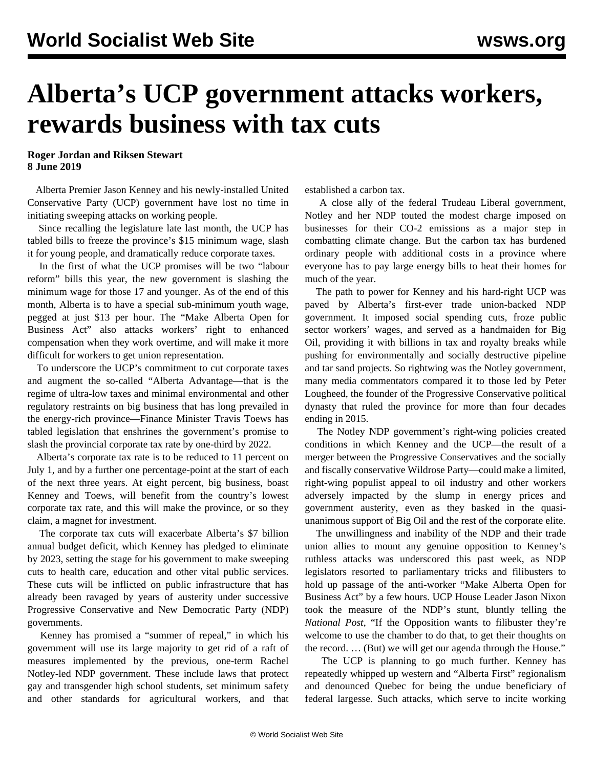# Alberta's UCP government attacks workers, rewards business with tax cuts

**Roger Jordan and Riksen Stewart**
**8 June 2019**

Alberta Premier Jason Kenney and his newly-installed United Conservative Party (UCP) government have lost no time in initiating sweeping attacks on working people.

Since recalling the legislature late last month, the UCP has tabled bills to freeze the province's $15 minimum wage, slash it for young people, and dramatically reduce corporate taxes.

In the first of what the UCP promises will be two "labour reform" bills this year, the new government is slashing the minimum wage for those 17 and younger. As of the end of this month, Alberta is to have a special sub-minimum youth wage, pegged at just $13 per hour. The "Make Alberta Open for Business Act" also attacks workers' right to enhanced compensation when they work overtime, and will make it more difficult for workers to get union representation.

To underscore the UCP's commitment to cut corporate taxes and augment the so-called "Alberta Advantage—that is the regime of ultra-low taxes and minimal environmental and other regulatory restraints on big business that has long prevailed in the energy-rich province—Finance Minister Travis Toews has tabled legislation that enshrines the government's promise to slash the provincial corporate tax rate by one-third by 2022.

Alberta's corporate tax rate is to be reduced to 11 percent on July 1, and by a further one percentage-point at the start of each of the next three years. At eight percent, big business, boast Kenney and Toews, will benefit from the country's lowest corporate tax rate, and this will make the province, or so they claim, a magnet for investment.

The corporate tax cuts will exacerbate Alberta's $7 billion annual budget deficit, which Kenney has pledged to eliminate by 2023, setting the stage for his government to make sweeping cuts to health care, education and other vital public services. These cuts will be inflicted on public infrastructure that has already been ravaged by years of austerity under successive Progressive Conservative and New Democratic Party (NDP) governments.

Kenney has promised a "summer of repeal," in which his government will use its large majority to get rid of a raft of measures implemented by the previous, one-term Rachel Notley-led NDP government. These include laws that protect gay and transgender high school students, set minimum safety and other standards for agricultural workers, and that established a carbon tax.

A close ally of the federal Trudeau Liberal government, Notley and her NDP touted the modest charge imposed on businesses for their CO-2 emissions as a major step in combatting climate change. But the carbon tax has burdened ordinary people with additional costs in a province where everyone has to pay large energy bills to heat their homes for much of the year.

The path to power for Kenney and his hard-right UCP was paved by Alberta's first-ever trade union-backed NDP government. It imposed social spending cuts, froze public sector workers' wages, and served as a handmaiden for Big Oil, providing it with billions in tax and royalty breaks while pushing for environmentally and socially destructive pipeline and tar sand projects. So rightwing was the Notley government, many media commentators compared it to those led by Peter Lougheed, the founder of the Progressive Conservative political dynasty that ruled the province for more than four decades ending in 2015.

The Notley NDP government's right-wing policies created conditions in which Kenney and the UCP—the result of a merger between the Progressive Conservatives and the socially and fiscally conservative Wildrose Party—could make a limited, right-wing populist appeal to oil industry and other workers adversely impacted by the slump in energy prices and government austerity, even as they basked in the quasi-unanimous support of Big Oil and the rest of the corporate elite.

The unwillingness and inability of the NDP and their trade union allies to mount any genuine opposition to Kenney's ruthless attacks was underscored this past week, as NDP legislators resorted to parliamentary tricks and filibusters to hold up passage of the anti-worker "Make Alberta Open for Business Act" by a few hours. UCP House Leader Jason Nixon took the measure of the NDP's stunt, bluntly telling the *National Post*, "If the Opposition wants to filibuster they're welcome to use the chamber to do that, to get their thoughts on the record. … (But) we will get our agenda through the House."

The UCP is planning to go much further. Kenney has repeatedly whipped up western and "Alberta First" regionalism and denounced Quebec for being the undue beneficiary of federal largesse. Such attacks, which serve to incite working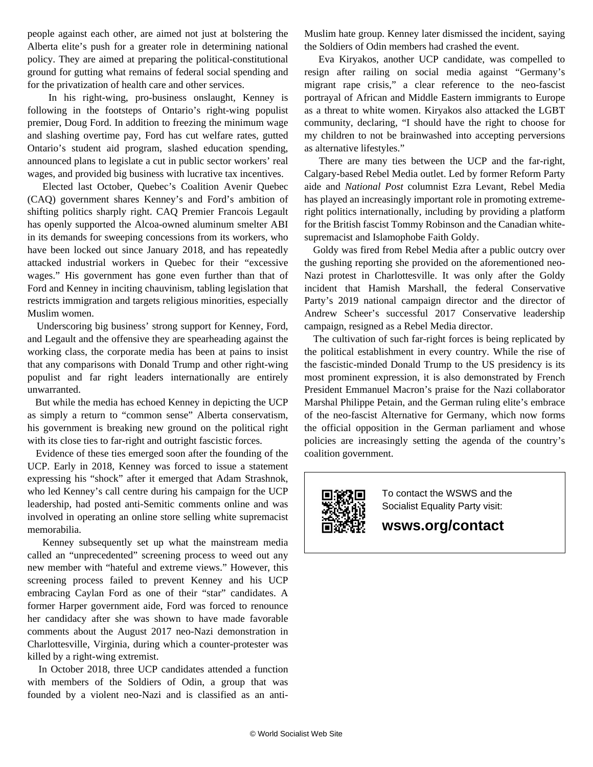people against each other, are aimed not just at bolstering the Alberta elite's push for a greater role in determining national policy. They are aimed at preparing the political-constitutional ground for gutting what remains of federal social spending and for the privatization of health care and other services.

In his right-wing, pro-business onslaught, Kenney is following in the footsteps of Ontario's right-wing populist premier, Doug Ford. In addition to freezing the minimum wage and slashing overtime pay, Ford has cut welfare rates, gutted Ontario's student aid program, slashed education spending, announced plans to legislate a cut in public sector workers' real wages, and provided big business with lucrative tax incentives.

Elected last October, Quebec's Coalition Avenir Quebec (CAQ) government shares Kenney's and Ford's ambition of shifting politics sharply right. CAQ Premier Francois Legault has openly supported the Alcoa-owned aluminum smelter ABI in its demands for sweeping concessions from its workers, who have been locked out since January 2018, and has repeatedly attacked industrial workers in Quebec for their "excessive wages." His government has gone even further than that of Ford and Kenney in inciting chauvinism, tabling legislation that restricts immigration and targets religious minorities, especially Muslim women.

Underscoring big business' strong support for Kenney, Ford, and Legault and the offensive they are spearheading against the working class, the corporate media has been at pains to insist that any comparisons with Donald Trump and other right-wing populist and far right leaders internationally are entirely unwarranted.

But while the media has echoed Kenney in depicting the UCP as simply a return to "common sense" Alberta conservatism, his government is breaking new ground on the political right with its close ties to far-right and outright fascistic forces.

Evidence of these ties emerged soon after the founding of the UCP. Early in 2018, Kenney was forced to issue a statement expressing his "shock" after it emerged that Adam Strashnok, who led Kenney's call centre during his campaign for the UCP leadership, had posted anti-Semitic comments online and was involved in operating an online store selling white supremacist memorabilia.

Kenney subsequently set up what the mainstream media called an "unprecedented" screening process to weed out any new member with "hateful and extreme views." However, this screening process failed to prevent Kenney and his UCP embracing Caylan Ford as one of their "star" candidates. A former Harper government aide, Ford was forced to renounce her candidacy after she was shown to have made favorable comments about the August 2017 neo-Nazi demonstration in Charlottesville, Virginia, during which a counter-protester was killed by a right-wing extremist.

In October 2018, three UCP candidates attended a function with members of the Soldiers of Odin, a group that was founded by a violent neo-Nazi and is classified as an anti-Muslim hate group. Kenney later dismissed the incident, saying the Soldiers of Odin members had crashed the event.

Eva Kiryakos, another UCP candidate, was compelled to resign after railing on social media against "Germany's migrant rape crisis," a clear reference to the neo-fascist portrayal of African and Middle Eastern immigrants to Europe as a threat to white women. Kiryakos also attacked the LGBT community, declaring, "I should have the right to choose for my children to not be brainwashed into accepting perversions as alternative lifestyles."

There are many ties between the UCP and the far-right, Calgary-based Rebel Media outlet. Led by former Reform Party aide and *National Post* columnist Ezra Levant, Rebel Media has played an increasingly important role in promoting extreme-right politics internationally, including by providing a platform for the British fascist Tommy Robinson and the Canadian white-supremacist and Islamophobe Faith Goldy.

Goldy was fired from Rebel Media after a public outcry over the gushing reporting she provided on the aforementioned neo-Nazi protest in Charlottesville. It was only after the Goldy incident that Hamish Marshall, the federal Conservative Party's 2019 national campaign director and the director of Andrew Scheer's successful 2017 Conservative leadership campaign, resigned as a Rebel Media director.

The cultivation of such far-right forces is being replicated by the political establishment in every country. While the rise of the fascistic-minded Donald Trump to the US presidency is its most prominent expression, it is also demonstrated by French President Emmanuel Macron's praise for the Nazi collaborator Marshal Philippe Petain, and the German ruling elite's embrace of the neo-fascist Alternative for Germany, which now forms the official opposition in the German parliament and whose policies are increasingly setting the agenda of the country's coalition government.

To contact the WSWS and the Socialist Equality Party visit:

**wsws.org/contact**